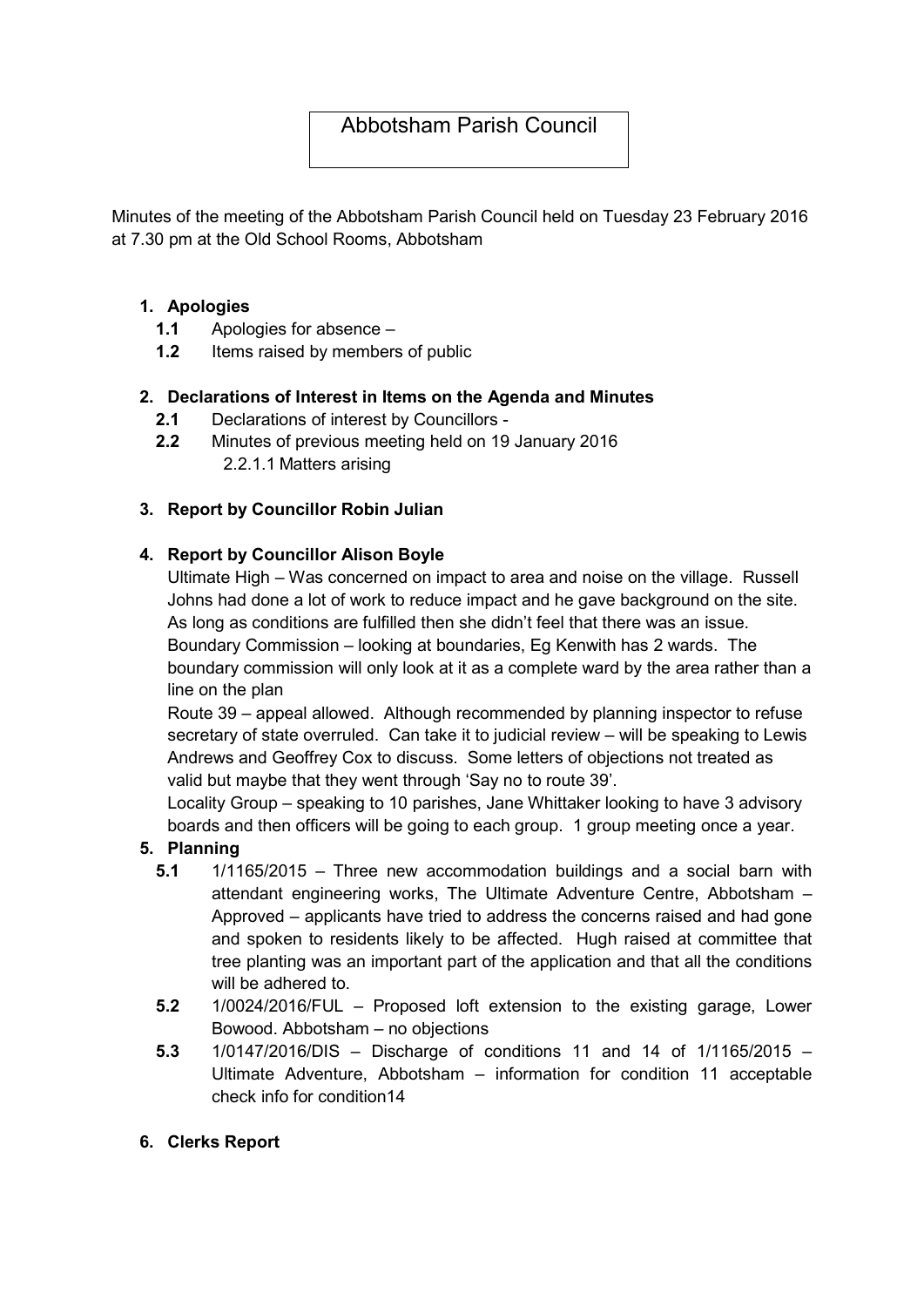# Abbotsham Parish Council

Minutes of the meeting of the Abbotsham Parish Council held on Tuesday 23 February 2016 at 7.30 pm at the Old School Rooms, Abbotsham

1. **Apologies**
   - **1.1** Apologies for absence –
   - **1.2** Items raised by members of public

2. **Declarations of Interest in Items on the Agenda and Minutes**
   - **2.1** Declarations of interest by Councillors -
   - **2.2** Minutes of previous meeting held on 19 January 2016
     - 2.2.1.1 Matters arising

3. **Report by Councillor Robin Julian**

4. **Report by Councillor Alison Boyle**

   Ultimate High – Was concerned on impact to area and noise on the village. Russell Johns had done a lot of work to reduce impact and he gave background on the site. As long as conditions are fulfilled then she didn't feel that there was an issue.
   Boundary Commission – looking at boundaries, Eg Kenwith has 2 wards. The boundary commission will only look at it as a complete ward by the area rather than a line on the plan

   Route 39 – appeal allowed. Although recommended by planning inspector to refuse secretary of state overruled. Can take it to judicial review – will be speaking to Lewis Andrews and Geoffrey Cox to discuss. Some letters of objections not treated as valid but maybe that they went through 'Say no to route 39'.

   Locality Group – speaking to 10 parishes, Jane Whittaker looking to have 3 advisory boards and then officers will be going to each group. 1 group meeting once a year.

5. **Planning**
   - **5.1** 1/1165/2015 – Three new accommodation buildings and a social barn with attendant engineering works, The Ultimate Adventure Centre, Abbotsham – Approved – applicants have tried to address the concerns raised and had gone and spoken to residents likely to be affected. Hugh raised at committee that tree planting was an important part of the application and that all the conditions will be adhered to.
   - **5.2** 1/0024/2016/FUL – Proposed loft extension to the existing garage, Lower Bowood. Abbotsham – no objections
   - **5.3** 1/0147/2016/DIS – Discharge of conditions 11 and 14 of 1/1165/2015 – Ultimate Adventure, Abbotsham – information for condition 11 acceptable check info for condition14

6. **Clerks Report**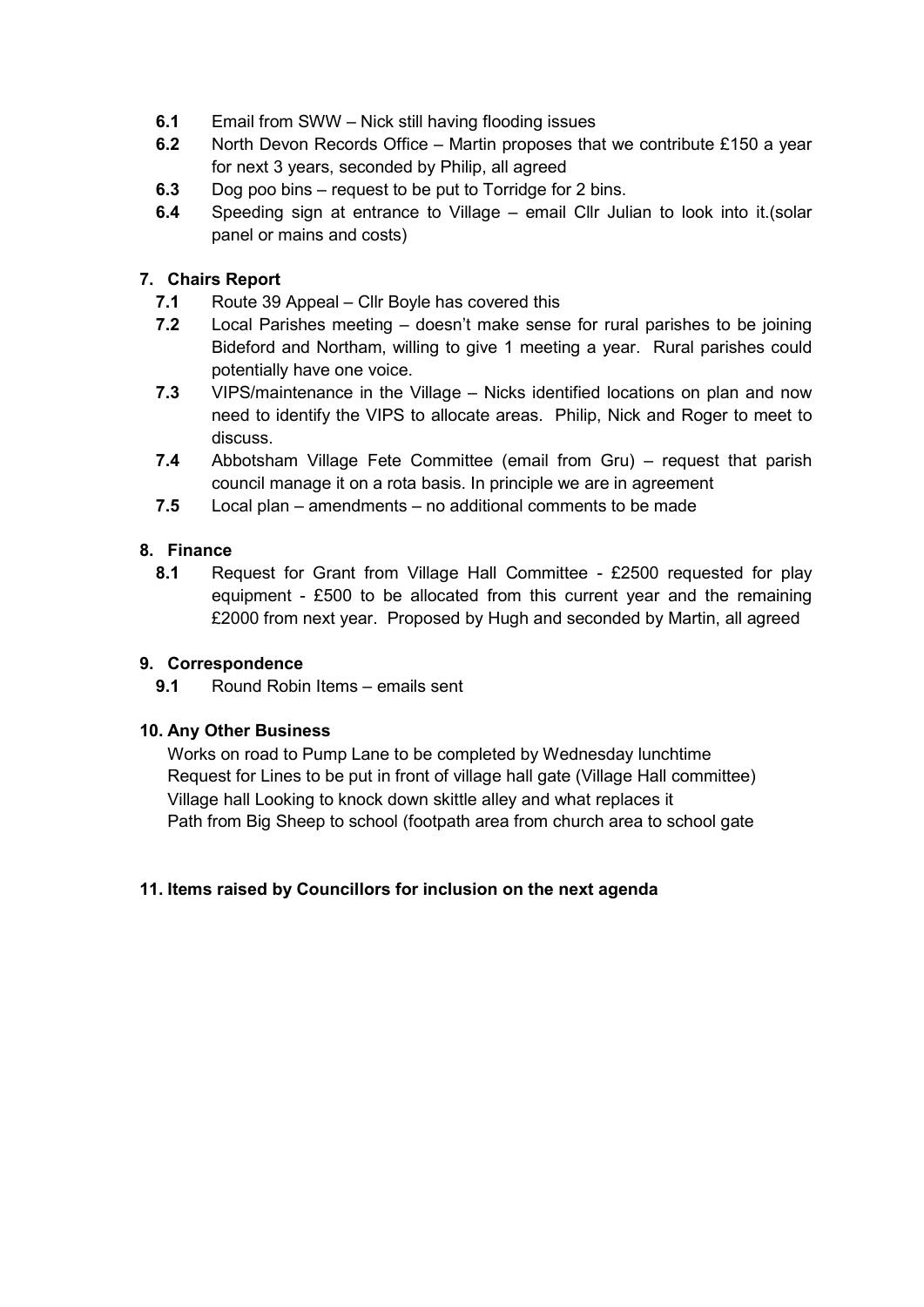- **6.1** Email from SWW – Nick still having flooding issues
- **6.2** North Devon Records Office – Martin proposes that we contribute £150 a year for next 3 years, seconded by Philip, all agreed
- **6.3** Dog poo bins – request to be put to Torridge for 2 bins.
- **6.4** Speeding sign at entrance to Village – email Cllr Julian to look into it.(solar panel or mains and costs)

## 7. Chairs Report

- **7.1** Route 39 Appeal – Cllr Boyle has covered this
- **7.2** Local Parishes meeting – doesn't make sense for rural parishes to be joining Bideford and Northam, willing to give 1 meeting a year. Rural parishes could potentially have one voice.
- **7.3** VIPS/maintenance in the Village – Nicks identified locations on plan and now need to identify the VIPS to allocate areas. Philip, Nick and Roger to meet to discuss.
- **7.4** Abbotsham Village Fete Committee (email from Gru) – request that parish council manage it on a rota basis. In principle we are in agreement
- **7.5** Local plan – amendments – no additional comments to be made

## 8. Finance

- **8.1** Request for Grant from Village Hall Committee - £2500 requested for play equipment - £500 to be allocated from this current year and the remaining £2000 from next year. Proposed by Hugh and seconded by Martin, all agreed

## 9. Correspondence

- **9.1** Round Robin Items – emails sent

## 10. Any Other Business

Works on road to Pump Lane to be completed by Wednesday lunchtime
Request for Lines to be put in front of village hall gate (Village Hall committee)
Village hall Looking to knock down skittle alley and what replaces it
Path from Big Sheep to school (footpath area from church area to school gate

## 11. Items raised by Councillors for inclusion on the next agenda